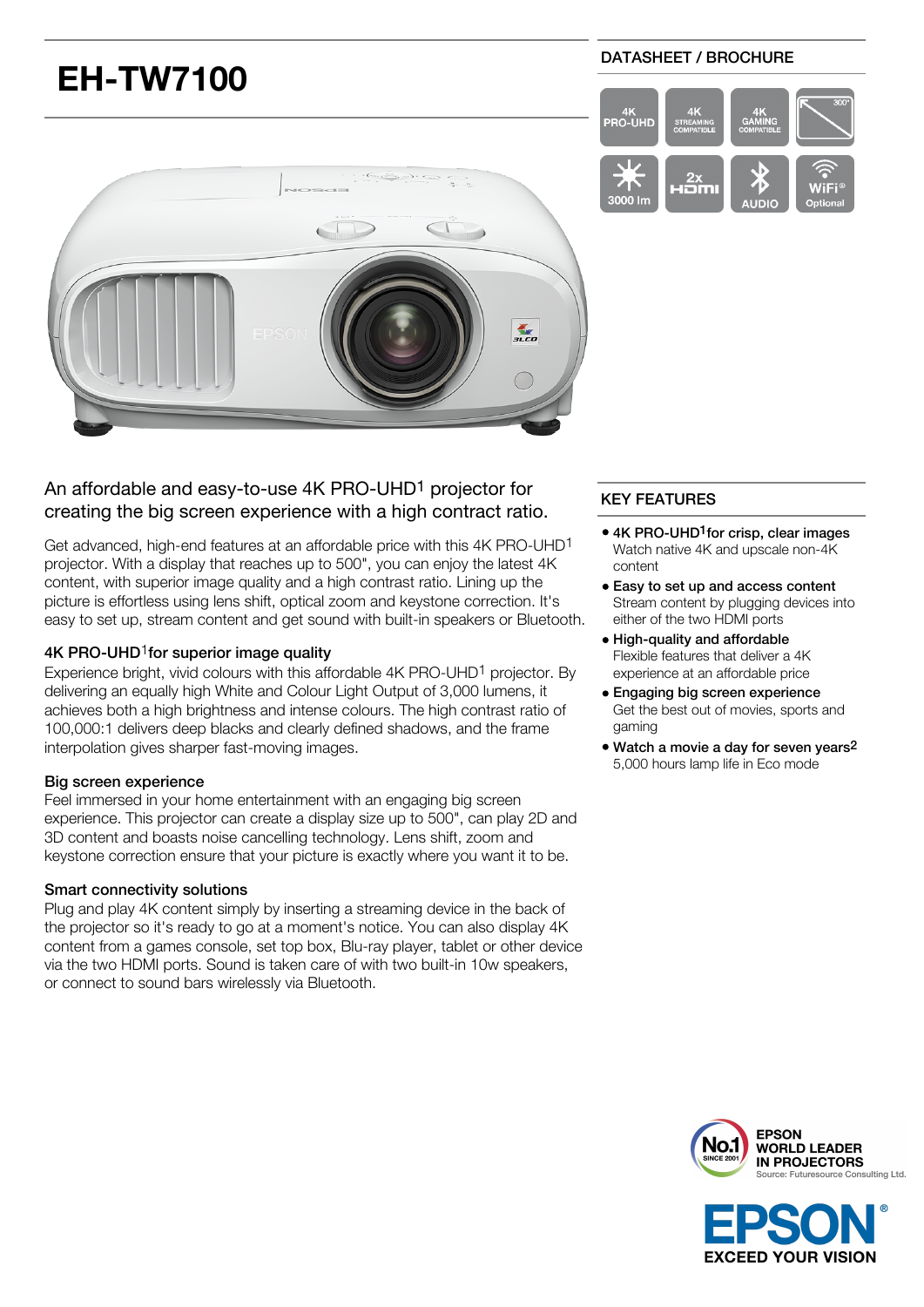# EH-TW7100

DATASHEET / BROCHURE

4K PRO-UHD | 4K STREAMING COMPATIBLE | 4K GAMING COMPATIBLE | 300" | 3000 lm | 2x HDMI | AUDIO | WiFi Optional

## An affordable and easy-to-use 4K PRO-UHD[1] projector for creating the big screen experience with a high contract ratio.

Get advanced, high-end features at an affordable price with this 4K PRO-UHD[1] projector. With a display that reaches up to 500", you can enjoy the latest 4K content, with superior image quality and a high contrast ratio. Lining up the picture is effortless using lens shift, optical zoom and keystone correction. It's easy to set up, stream content and get sound with built-in speakers or Bluetooth.

### 4K PRO-UHD[1]for superior image quality

Experience bright, vivid colours with this affordable 4K PRO-UHD[1] projector. By delivering an equally high White and Colour Light Output of 3,000 lumens, it achieves both a high brightness and intense colours. The high contrast ratio of 100,000:1 delivers deep blacks and clearly defined shadows, and the frame interpolation gives sharper fast-moving images.

### Big screen experience

Feel immersed in your home entertainment with an engaging big screen experience. This projector can create a display size up to 500", can play 2D and 3D content and boasts noise cancelling technology. Lens shift, zoom and keystone correction ensure that your picture is exactly where you want it to be.

### Smart connectivity solutions

Plug and play 4K content simply by inserting a streaming device in the back of the projector so it's ready to go at a moment's notice. You can also display 4K content from a games console, set top box, Blu-ray player, tablet or other device via the two HDMI ports. Sound is taken care of with two built-in 10w speakers, or connect to sound bars wirelessly via Bluetooth.

## KEY FEATURES

- **4K PRO-UHD[1]for crisp, clear images**
  Watch native 4K and upscale non-4K content
- **Easy to set up and access content**
  Stream content by plugging devices into either of the two HDMI ports
- **High-quality and affordable**
  Flexible features that deliver a 4K experience at an affordable price
- **Engaging big screen experience**
  Get the best out of movies, sports and gaming
- **Watch a movie a day for seven years[2]**
  5,000 hours lamp life in Eco mode

No.1 SINCE 2001 EPSON WORLD LEADER IN PROJECTORS
Source: Futuresource Consulting Ltd.

EPSON® EXCEED YOUR VISION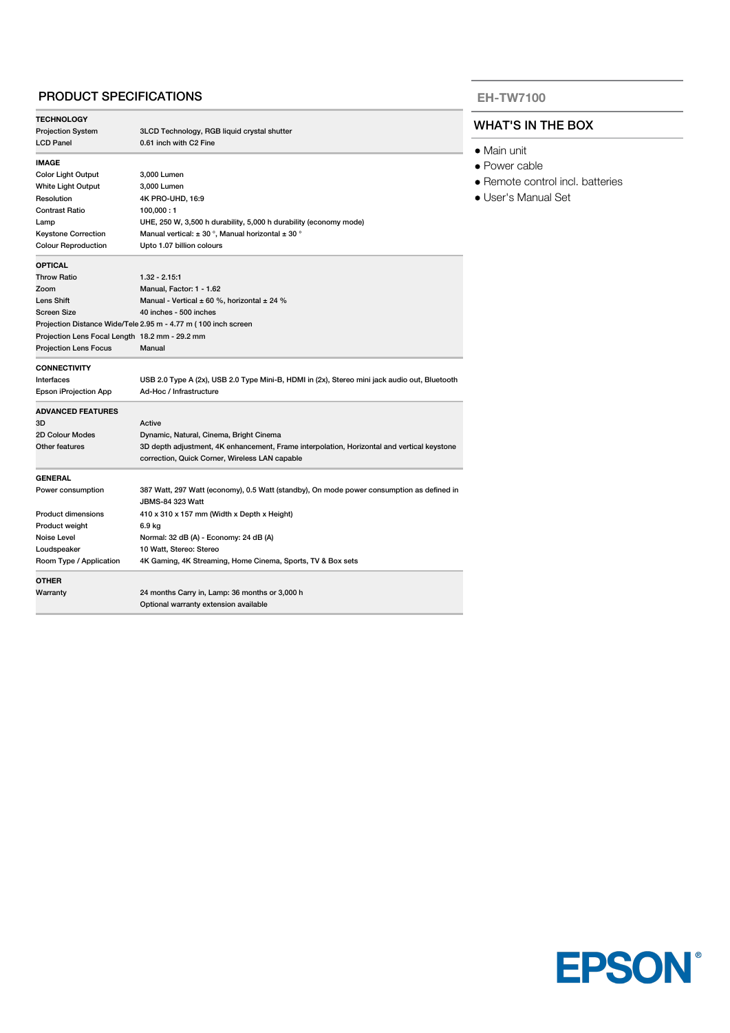## PRODUCT SPECIFICATIONS

### TECHNOLOGY

| | |
|---|---|
| Projection System | 3LCD Technology, RGB liquid crystal shutter |
| LCD Panel | 0.61 inch with C2 Fine |

### IMAGE

| | |
|---|---|
| Color Light Output | 3,000 Lumen |
| White Light Output | 3,000 Lumen |
| Resolution | 4K PRO-UHD, 16:9 |
| Contrast Ratio | 100,000 : 1 |
| Lamp | UHE, 250 W, 3,500 h durability, 5,000 h durability (economy mode) |
| Keystone Correction | Manual vertical: ± 30 °, Manual horizontal ± 30 ° |
| Colour Reproduction | Upto 1.07 billion colours |

### OPTICAL

| | |
|---|---|
| Throw Ratio | 1.32 - 2.15:1 |
| Zoom | Manual, Factor: 1 - 1.62 |
| Lens Shift | Manual - Vertical ± 60 %, horizontal ± 24 % |
| Screen Size | 40 inches - 500 inches |
| Projection Distance Wide/Tele | 2.95 m - 4.77 m ( 100 inch screen |
| Projection Lens Focal Length | 18.2 mm - 29.2 mm |
| Projection Lens Focus | Manual |

### CONNECTIVITY

| | |
|---|---|
| Interfaces | USB 2.0 Type A (2x), USB 2.0 Type Mini-B, HDMI in (2x), Stereo mini jack audio out, Bluetooth |
| Epson iProjection App | Ad-Hoc / Infrastructure |

### ADVANCED FEATURES

| | |
|---|---|
| 3D | Active |
| 2D Colour Modes | Dynamic, Natural, Cinema, Bright Cinema |
| Other features | 3D depth adjustment, 4K enhancement, Frame interpolation, Horizontal and vertical keystone correction, Quick Corner, Wireless LAN capable |

### GENERAL

| | |
|---|---|
| Power consumption | 387 Watt, 297 Watt (economy), 0.5 Watt (standby), On mode power consumption as defined in JBMS-84 323 Watt |
| Product dimensions | 410 x 310 x 157 mm (Width x Depth x Height) |
| Product weight | 6.9 kg |
| Noise Level | Normal: 32 dB (A) - Economy: 24 dB (A) |
| Loudspeaker | 10 Watt, Stereo: Stereo |
| Room Type / Application | 4K Gaming, 4K Streaming, Home Cinema, Sports, TV & Box sets |

### OTHER

| | |
|---|---|
| Warranty | 24 months Carry in, Lamp: 36 months or 3,000 h<br>Optional warranty extension available |

**EH-TW7100**

## WHAT'S IN THE BOX

- Main unit
- Power cable
- Remote control incl. batteries
- User's Manual Set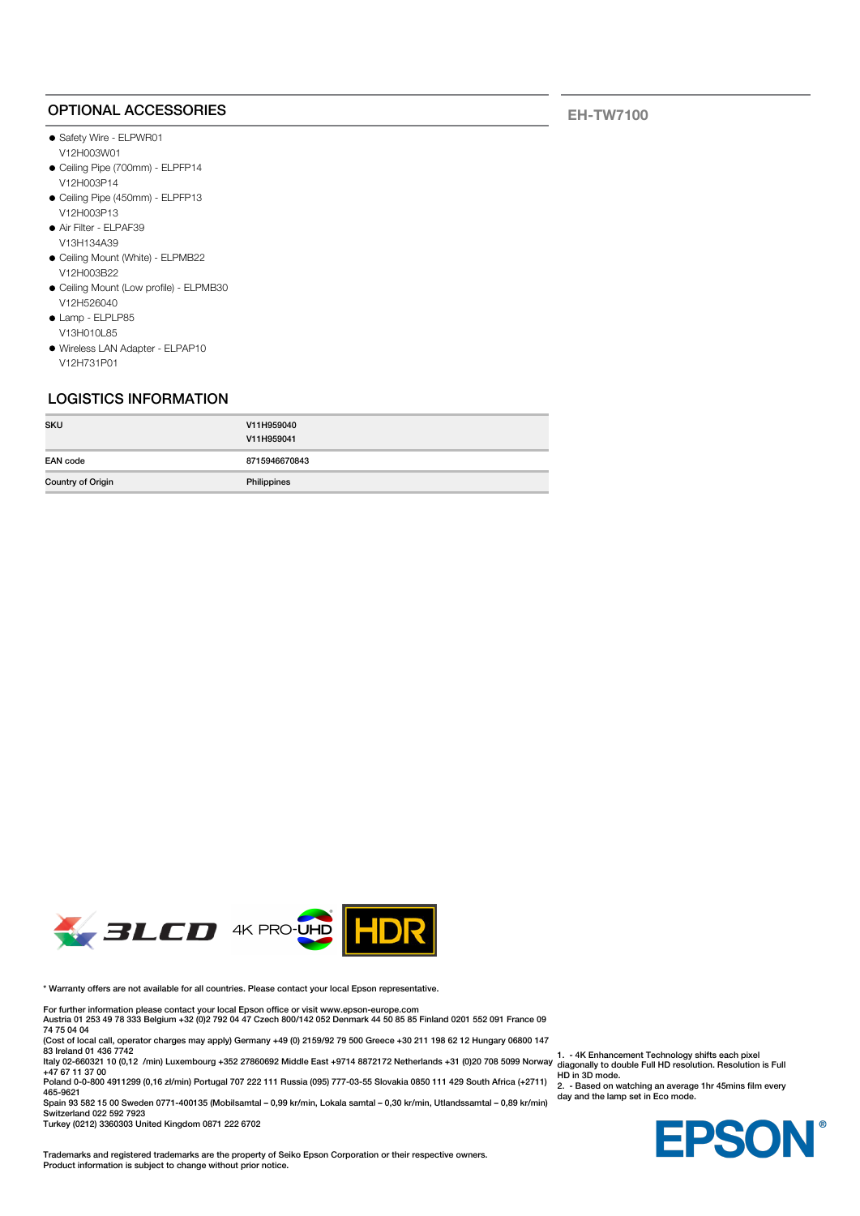## OPTIONAL ACCESSORIES

- Safety Wire - ELPWR01
  V12H003W01
- Ceiling Pipe (700mm) - ELPFP14
  V12H003P14
- Ceiling Pipe (450mm) - ELPFP13
  V12H003P13
- Air Filter - ELPAF39
  V13H134A39
- Ceiling Mount (White) - ELPMB22
  V12H003B22
- Ceiling Mount (Low profile) - ELPMB30
  V12H526040
- Lamp - ELPLP85
  V13H010L85
- Wireless LAN Adapter - ELPAP10
  V12H731P01

## LOGISTICS INFORMATION

| | |
|---|---|
| SKU | V11H959040<br>V11H959041 |
| EAN code | 8715946670843 |
| Country of Origin | Philippines |

## EH-TW7100

3LCD 4K PRO-UHD HDR

* Warranty offers are not available for all countries. Please contact your local Epson representative.

For further information please contact your local Epson office or visit www.epson-europe.com
Austria 01 253 49 78 333 Belgium +32 (0)2 792 04 47 Czech 800/142 052 Denmark 44 50 85 85 Finland 0201 552 091 France 09 74 75 04 04
(Cost of local call, operator charges may apply) Germany +49 (0) 2159/92 79 500 Greece +30 211 198 62 12 Hungary 06800 147 83 Ireland 01 436 7742
Italy 02-660321 10 (0,12 /min) Luxembourg +352 27860692 Middle East +9714 8872172 Netherlands +31 (0)20 708 5099 Norway +47 67 11 37 00
Poland 0-0-800 4911299 (0,16 zl/min) Portugal 707 222 111 Russia (095) 777-03-55 Slovakia 0850 111 429 South Africa (+2711) 465-9621
Spain 93 582 15 00 Sweden 0771-400135 (Mobilsamtal – 0,99 kr/min, Lokala samtal – 0,30 kr/min, Utlandssamtal – 0,89 kr/min) Switzerland 022 592 7923
Turkey (0212) 3360303 United Kingdom 0871 222 6702

Trademarks and registered trademarks are the property of Seiko Epson Corporation or their respective owners.
Product information is subject to change without prior notice.

1. - 4K Enhancement Technology shifts each pixel diagonally to double Full HD resolution. Resolution is Full HD in 3D mode.
2. - Based on watching an average 1hr 45mins film every day and the lamp set in Eco mode.

EPSON